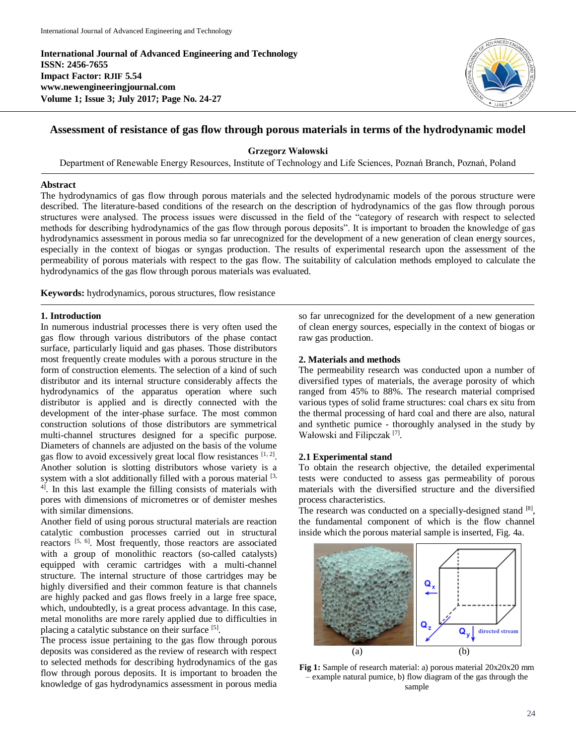**International Journal of Advanced Engineering and Technology**
**ISSN: 2456-7655**
**Impact Factor: RJIF 5.54**
**www.newengineeringjournal.com**
**Volume 1; Issue 3; July 2017; Page No. 24-27**

# Assessment of resistance of gas flow through porous materials in terms of the hydrodynamic model

**Grzegorz Wałowski**

Department of Renewable Energy Resources, Institute of Technology and Life Sciences, Poznań Branch, Poznań, Poland

## Abstract

The hydrodynamics of gas flow through porous materials and the selected hydrodynamic models of the porous structure were described. The literature-based conditions of the research on the description of hydrodynamics of the gas flow through porous structures were analysed. The process issues were discussed in the field of the "category of research with respect to selected methods for describing hydrodynamics of the gas flow through porous deposits". It is important to broaden the knowledge of gas hydrodynamics assessment in porous media so far unrecognized for the development of a new generation of clean energy sources, especially in the context of biogas or syngas production. The results of experimental research upon the assessment of the permeability of porous materials with respect to the gas flow. The suitability of calculation methods employed to calculate the hydrodynamics of the gas flow through porous materials was evaluated.

**Keywords:** hydrodynamics, porous structures, flow resistance

## 1. Introduction

In numerous industrial processes there is very often used the gas flow through various distributors of the phase contact surface, particularly liquid and gas phases. Those distributors most frequently create modules with a porous structure in the form of construction elements. The selection of a kind of such distributor and its internal structure considerably affects the hydrodynamics of the apparatus operation where such distributor is applied and is directly connected with the development of the inter-phase surface. The most common construction solutions of those distributors are symmetrical multi-channel structures designed for a specific purpose. Diameters of channels are adjusted on the basis of the volume gas flow to avoid excessively great local flow resistances [1, 2]. Another solution is slotting distributors whose variety is a system with a slot additionally filled with a porous material [3, 4]. In this last example the filling consists of materials with pores with dimensions of micrometres or of demister meshes with similar dimensions.

Another field of using porous structural materials are reaction catalytic combustion processes carried out in structural reactors [5, 6]. Most frequently, those reactors are associated with a group of monolithic reactors (so-called catalysts) equipped with ceramic cartridges with a multi-channel structure. The internal structure of those cartridges may be highly diversified and their common feature is that channels are highly packed and gas flows freely in a large free space, which, undoubtedly, is a great process advantage. In this case, metal monoliths are more rarely applied due to difficulties in placing a catalytic substance on their surface [5].

The process issue pertaining to the gas flow through porous deposits was considered as the review of research with respect to selected methods for describing hydrodynamics of the gas flow through porous deposits. It is important to broaden the knowledge of gas hydrodynamics assessment in porous media so far unrecognized for the development of a new generation of clean energy sources, especially in the context of biogas or raw gas production.

## 2. Materials and methods

The permeability research was conducted upon a number of diversified types of materials, the average porosity of which ranged from 45% to 88%. The research material comprised various types of solid frame structures: coal chars ex situ from the thermal processing of hard coal and there are also, natural and synthetic pumice - thoroughly analysed in the study by Wałowski and Filipczak [7].

### 2.1 Experimental stand

To obtain the research objective, the detailed experimental tests were conducted to assess gas permeability of porous materials with the diversified structure and the diversified process characteristics.

The research was conducted on a specially-designed stand [8], the fundamental component of which is the flow channel inside which the porous material sample is inserted, Fig. 4a.

(a) (b)

**Fig 1:** Sample of research material: a) porous material 20x20x20 mm – example natural pumice, b) flow diagram of the gas through the sample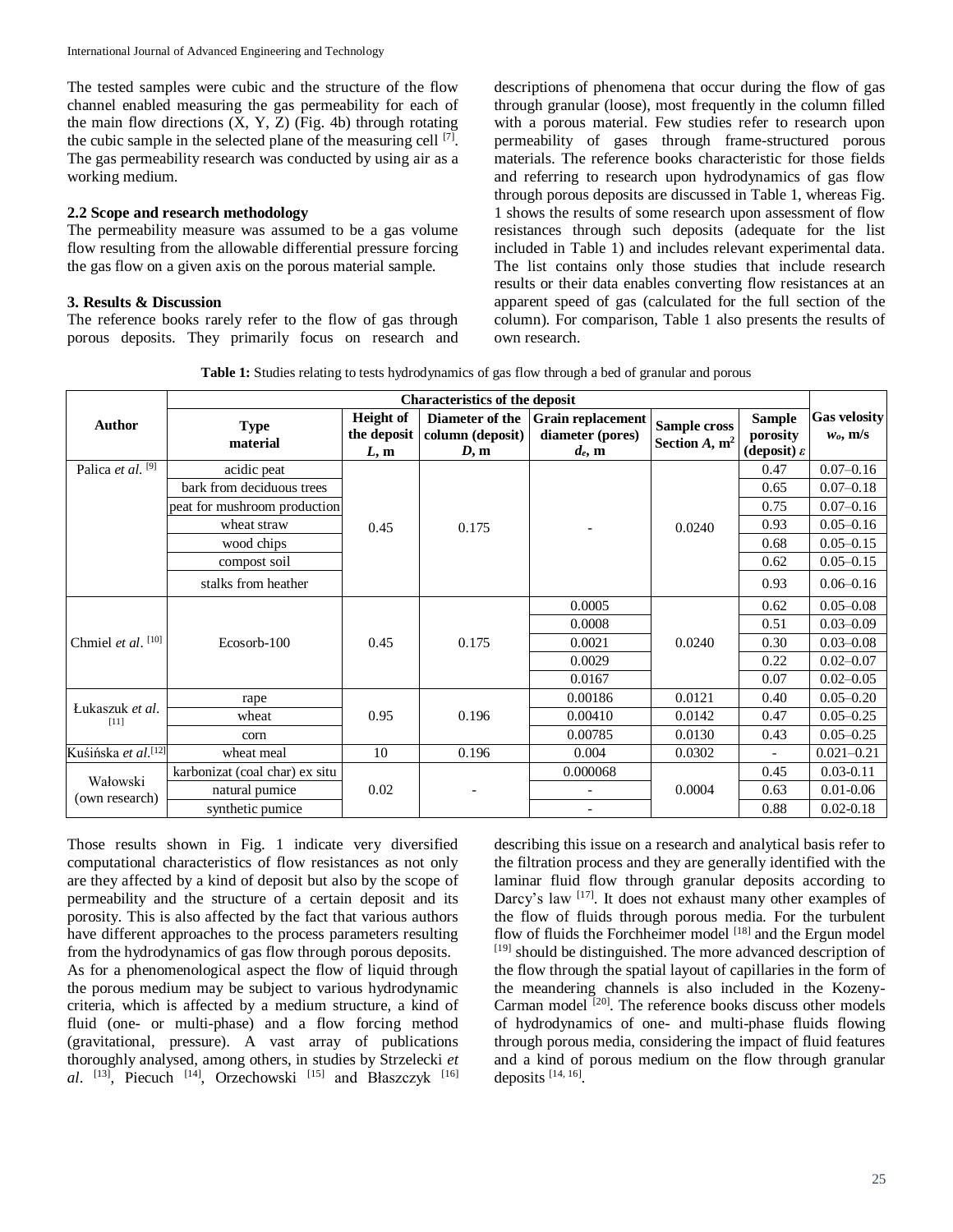The tested samples were cubic and the structure of the flow channel enabled measuring the gas permeability for each of the main flow directions (X, Y, Z) (Fig. 4b) through rotating the cubic sample in the selected plane of the measuring cell [7]. The gas permeability research was conducted by using air as a working medium.

### 2.2 Scope and research methodology

The permeability measure was assumed to be a gas volume flow resulting from the allowable differential pressure forcing the gas flow on a given axis on the porous material sample.

## 3. Results & Discussion

The reference books rarely refer to the flow of gas through porous deposits. They primarily focus on research and descriptions of phenomena that occur during the flow of gas through granular (loose), most frequently in the column filled with a porous material. Few studies refer to research upon permeability of gases through frame-structured porous materials. The reference books characteristic for those fields and referring to research upon hydrodynamics of gas flow through porous deposits are discussed in Table 1, whereas Fig. 1 shows the results of some research upon assessment of flow resistances through such deposits (adequate for the list included in Table 1) and includes relevant experimental data. The list contains only those studies that include research results or their data enables converting flow resistances at an apparent speed of gas (calculated for the full section of the column). For comparison, Table 1 also presents the results of own research.

**Table 1:** Studies relating to tests hydrodynamics of gas flow through a bed of granular and porous

| Author | Characteristics of the deposit | | | | | | Gas velocity $w_o$, m/s |
|---|---|---|---|---|---|---|---|
| | Type material | Height of the deposit $L$, m | Diameter of the column (deposit) $D$, m | Grain replacement diameter (pores) $d_e$, m | Sample cross Section $A$, m$^2$ | Sample porosity (deposit) $\varepsilon$ | |
| Palica *et al.* [9] | acidic peat | 0.45 | 0.175 | - | 0.0240 | 0.47 | 0.07–0.16 |
| | bark from deciduous trees | | | | | 0.65 | 0.07–0.18 |
| | peat for mushroom production | | | | | 0.75 | 0.07–0.16 |
| | wheat straw | | | | | 0.93 | 0.05–0.16 |
| | wood chips | | | | | 0.68 | 0.05–0.15 |
| | compost soil | | | | | 0.62 | 0.05–0.15 |
| | stalks from heather | | | | | 0.93 | 0.06–0.16 |
| Chmiel *et al.* [10] | Ecosorb-100 | 0.45 | 0.175 | 0.0005 | 0.0240 | 0.62 | 0.05–0.08 |
| | | | | 0.0008 | | 0.51 | 0.03–0.09 |
| | | | | 0.0021 | | 0.30 | 0.03–0.08 |
| | | | | 0.0029 | | 0.22 | 0.02–0.07 |
| | | | | 0.0167 | | 0.07 | 0.02–0.05 |
| Łukaszuk *et al.* [11] | rape | 0.95 | 0.196 | 0.00186 | 0.0121 | 0.40 | 0.05–0.20 |
| | wheat | | | 0.00410 | 0.0142 | 0.47 | 0.05–0.25 |
| | corn | | | 0.00785 | 0.0130 | 0.43 | 0.05–0.25 |
| Kuśińska *et al.* [12] | wheat meal | 10 | 0.196 | 0.004 | 0.0302 | - | 0.021–0.21 |
| Wałowski (own research) | karbonizat (coal char) ex situ | 0.02 | - | 0.000068 | 0.0004 | 0.45 | 0.03-0.11 |
| | natural pumice | | | - | | 0.63 | 0.01-0.06 |
| | synthetic pumice | | | - | | 0.88 | 0.02-0.18 |

Those results shown in Fig. 1 indicate very diversified computational characteristics of flow resistances as not only are they affected by a kind of deposit but also by the scope of permeability and the structure of a certain deposit and its porosity. This is also affected by the fact that various authors have different approaches to the process parameters resulting from the hydrodynamics of gas flow through porous deposits.

As for a phenomenological aspect the flow of liquid through the porous medium may be subject to various hydrodynamic criteria, which is affected by a medium structure, a kind of fluid (one- or multi-phase) and a flow forcing method (gravitational, pressure). A vast array of publications thoroughly analysed, among others, in studies by Strzelecki *et al.* [13], Piecuch [14], Orzechowski [15] and Błaszczyk [16] describing this issue on a research and analytical basis refer to the filtration process and they are generally identified with the laminar fluid flow through granular deposits according to Darcy's law [17]. It does not exhaust many other examples of the flow of fluids through porous media. For the turbulent flow of fluids the Forchheimer model [18] and the Ergun model [19] should be distinguished. The more advanced description of the flow through the spatial layout of capillaries in the form of the meandering channels is also included in the Kozeny-Carman model [20]. The reference books discuss other models of hydrodynamics of one- and multi-phase fluids flowing through porous media, considering the impact of fluid features and a kind of porous medium on the flow through granular deposits [14, 16].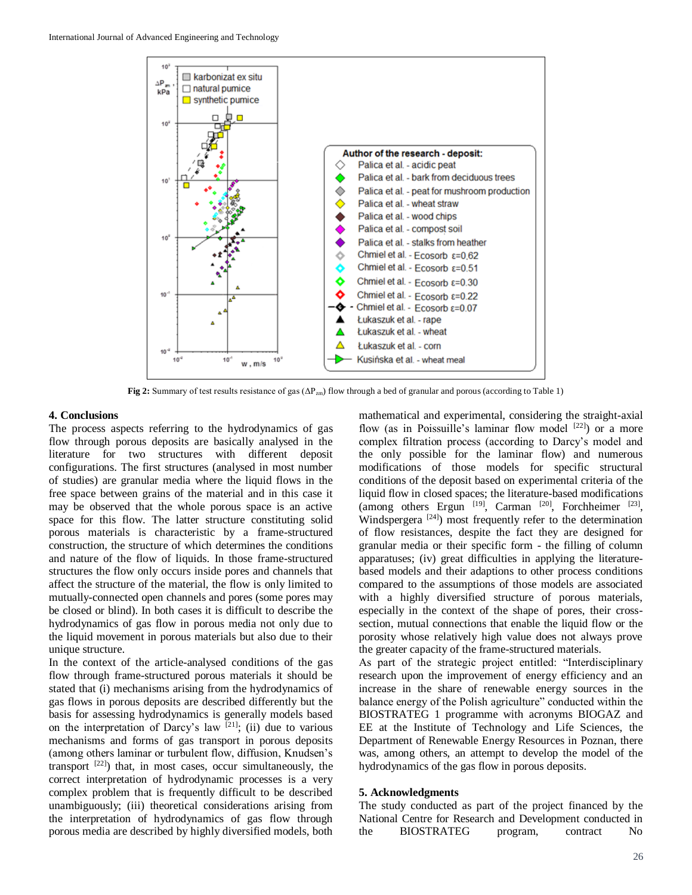**Fig 2:** Summary of test results resistance of gas ($\Delta P_{zm}$) flow through a bed of granular and porous (according to Table 1)

## 4. Conclusions

The process aspects referring to the hydrodynamics of gas flow through porous deposits are basically analysed in the literature for two structures with different deposit configurations. The first structures (analysed in most number of studies) are granular media where the liquid flows in the free space between grains of the material and in this case it may be observed that the whole porous space is an active space for this flow. The latter structure constituting solid porous materials is characteristic by a frame-structured construction, the structure of which determines the conditions and nature of the flow of liquids. In those frame-structured structures the flow only occurs inside pores and channels that affect the structure of the material, the flow is only limited to mutually-connected open channels and pores (some pores may be closed or blind). In both cases it is difficult to describe the hydrodynamics of gas flow in porous media not only due to the liquid movement in porous materials but also due to their unique structure.

In the context of the article-analysed conditions of the gas flow through frame-structured porous materials it should be stated that (i) mechanisms arising from the hydrodynamics of gas flows in porous deposits are described differently but the basis for assessing hydrodynamics is generally models based on the interpretation of Darcy's law [21]; (ii) due to various mechanisms and forms of gas transport in porous deposits (among others laminar or turbulent flow, diffusion, Knudsen's transport [22]) that, in most cases, occur simultaneously, the correct interpretation of hydrodynamic processes is a very complex problem that is frequently difficult to be described unambiguously; (iii) theoretical considerations arising from the interpretation of hydrodynamics of gas flow through porous media are described by highly diversified models, both mathematical and experimental, considering the straight-axial flow (as in Poissuille's laminar flow model [22]) or a more complex filtration process (according to Darcy's model and the only possible for the laminar flow) and numerous modifications of those models for specific structural conditions of the deposit based on experimental criteria of the liquid flow in closed spaces; the literature-based modifications (among others Ergun [19], Carman [20], Forchheimer [23], Windspergera [24]) most frequently refer to the determination of flow resistances, despite the fact they are designed for granular media or their specific form - the filling of column apparatuses; (iv) great difficulties in applying the literature-based models and their adaptions to other process conditions compared to the assumptions of those models are associated with a highly diversified structure of porous materials, especially in the context of the shape of pores, their cross-section, mutual connections that enable the liquid flow or the porosity whose relatively high value does not always prove the greater capacity of the frame-structured materials.

As part of the strategic project entitled: "Interdisciplinary research upon the improvement of energy efficiency and an increase in the share of renewable energy sources in the balance energy of the Polish agriculture" conducted within the BIOSTRATEG 1 programme with acronyms BIOGAZ and EE at the Institute of Technology and Life Sciences, the Department of Renewable Energy Resources in Poznan, there was, among others, an attempt to develop the model of the hydrodynamics of the gas flow in porous deposits.

## 5. Acknowledgments

The study conducted as part of the project financed by the National Centre for Research and Development conducted in the BIOSTRATEG program, contract No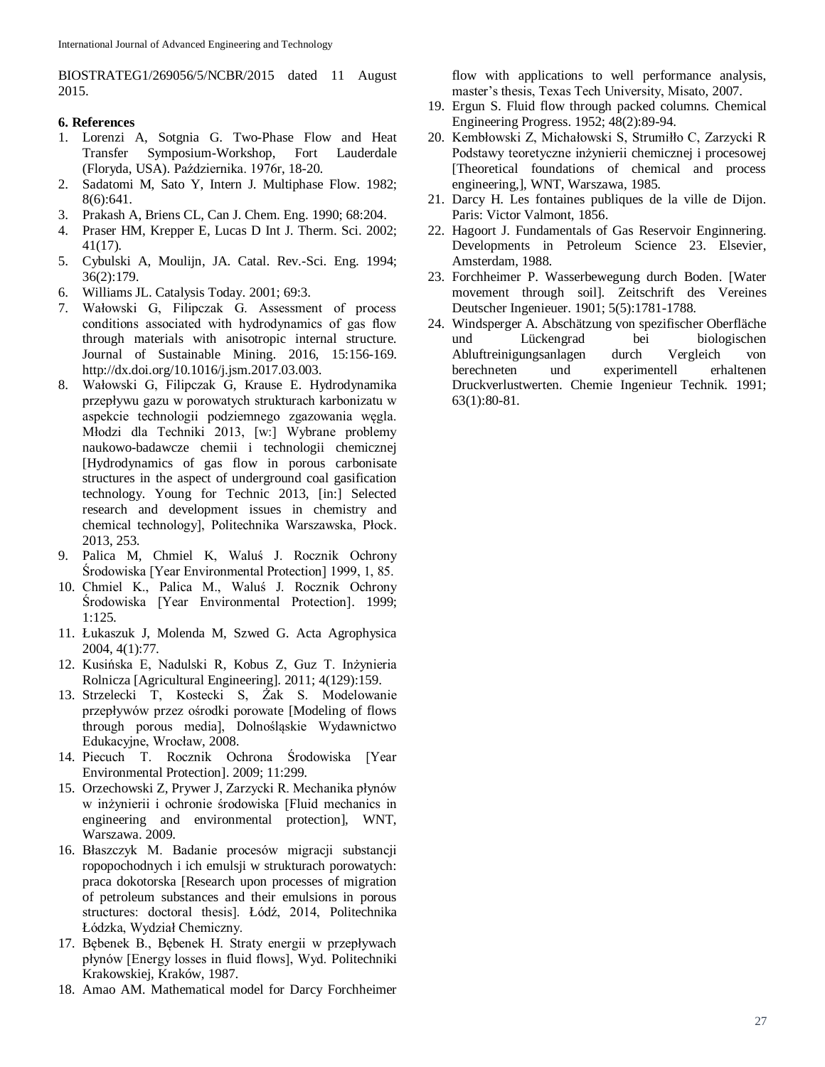BIOSTRATEG1/269056/5/NCBR/2015 dated 11 August 2015.

### 6. References

1. Lorenzi A, Sotgnia G. Two-Phase Flow and Heat Transfer Symposium-Workshop, Fort Lauderdale (Floryda, USA). Października. 1976r, 18-20.
2. Sadatomi M, Sato Y, Intern J. Multiphase Flow. 1982; 8(6):641.
3. Prakash A, Briens CL, Can J. Chem. Eng. 1990; 68:204.
4. Praser HM, Krepper E, Lucas D Int J. Therm. Sci. 2002; 41(17).
5. Cybulski A, Moulijn, JA. Catal. Rev.-Sci. Eng. 1994; 36(2):179.
6. Williams JL. Catalysis Today. 2001; 69:3.
7. Wałowski G, Filipczak G. Assessment of process conditions associated with hydrodynamics of gas flow through materials with anisotropic internal structure. Journal of Sustainable Mining. 2016, 15:156-169. http://dx.doi.org/10.1016/j.jsm.2017.03.003.
8. Wałowski G, Filipczak G, Krause E. Hydrodynamika przepływu gazu w porowatych strukturach karbonizatu w aspekcie technologii podziemnego zgazowania węgla. Młodzi dla Techniki 2013, [w:] Wybrane problemy naukowo-badawcze chemii i technologii chemicznej [Hydrodynamics of gas flow in porous carbonisate structures in the aspect of underground coal gasification technology. Young for Technic 2013, [in:] Selected research and development issues in chemistry and chemical technology], Politechnika Warszawska, Płock. 2013, 253.
9. Palica M, Chmiel K, Waluś J. Rocznik Ochrony Środowiska [Year Environmental Protection] 1999, 1, 85.
10. Chmiel K., Palica M., Waluś J. Rocznik Ochrony Środowiska [Year Environmental Protection]. 1999; 1:125.
11. Łukaszuk J, Molenda M, Szwed G. Acta Agrophysica 2004, 4(1):77.
12. Kusińska E, Nadulski R, Kobus Z, Guz T. Inżynieria Rolnicza [Agricultural Engineering]. 2011; 4(129):159.
13. Strzelecki T, Kostecki S, Żak S. Modelowanie przepływów przez ośrodki porowate [Modeling of flows through porous media], Dolnośląskie Wydawnictwo Edukacyjne, Wrocław, 2008.
14. Piecuch T. Rocznik Ochrona Środowiska [Year Environmental Protection]. 2009; 11:299.
15. Orzechowski Z, Prywer J, Zarzycki R. Mechanika płynów w inżynierii i ochronie środowiska [Fluid mechanics in engineering and environmental protection], WNT, Warszawa. 2009.
16. Błaszczyk M. Badanie procesów migracji substancji ropopochodnych i ich emulsji w strukturach porowatych: praca dokotorska [Research upon processes of migration of petroleum substances and their emulsions in porous structures: doctoral thesis]. Łódź, 2014, Politechnika Łódzka, Wydział Chemiczny.
17. Bębenek B., Bębenek H. Straty energii w przepływach płynów [Energy losses in fluid flows], Wyd. Politechniki Krakowskiej, Kraków, 1987.
18. Amao AM. Mathematical model for Darcy Forchheimer flow with applications to well performance analysis, master's thesis, Texas Tech University, Misato, 2007.
19. Ergun S. Fluid flow through packed columns. Chemical Engineering Progress. 1952; 48(2):89-94.
20. Kembłowski Z, Michałowski S, Strumiłło C, Zarzycki R Podstawy teoretyczne inżynierii chemicznej i procesowej [Theoretical foundations of chemical and process engineering,], WNT, Warszawa, 1985.
21. Darcy H. Les fontaines publiques de la ville de Dijon. Paris: Victor Valmont, 1856.
22. Hagoort J. Fundamentals of Gas Reservoir Enginnering. Developments in Petroleum Science 23. Elsevier, Amsterdam, 1988.
23. Forchheimer P. Wasserbewegung durch Boden. [Water movement through soil]. Zeitschrift des Vereines Deutscher Ingenieuer. 1901; 5(5):1781-1788.
24. Windsperger A. Abschätzung von spezifischer Oberfläche und Lückengrad bei biologischen Abluftreinigungsanlagen durch Vergleich von berechneten und experimentell erhaltenen Druckverlustwerten. Chemie Ingenieur Technik. 1991; 63(1):80-81.